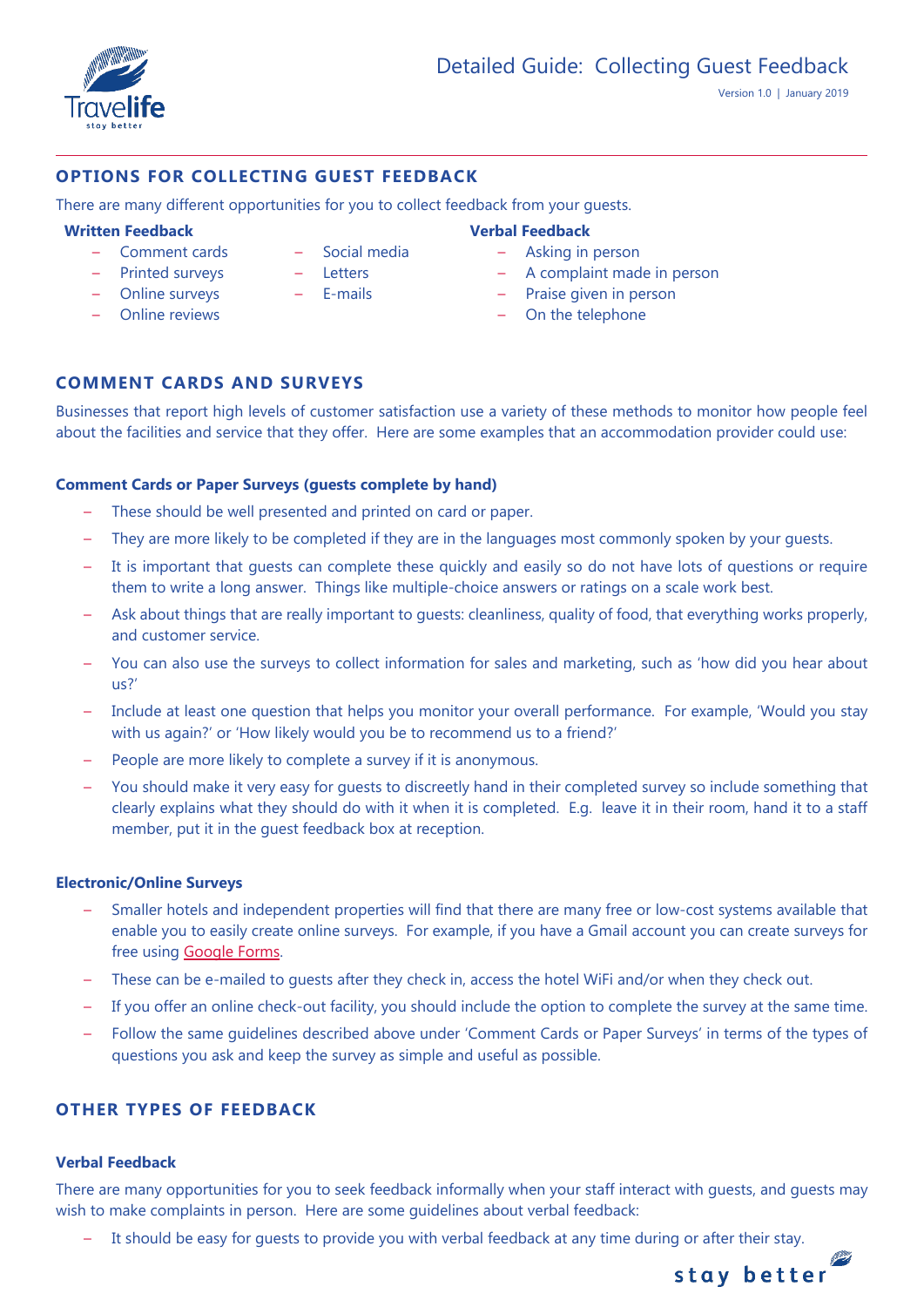# Detailed Guide: Collecting Guest Feedback

Version 1.0 | January 2019

## OPTIONS FOR COLLECTING GUEST FEEDBACK

There are many different opportunities for you to collect feedback from your guests.

**Written Feedback**

- Comment cards
- Printed surveys
- Online surveys
- Online reviews
- Social media
- Letters
- E-mails

**Verbal Feedback**

- Asking in person
- A complaint made in person
- Praise given in person
- On the telephone

## COMMENT CARDS AND SURVEYS

Businesses that report high levels of customer satisfaction use a variety of these methods to monitor how people feel about the facilities and service that they offer. Here are some examples that an accommodation provider could use:

### Comment Cards or Paper Surveys (guests complete by hand)

- These should be well presented and printed on card or paper.
- They are more likely to be completed if they are in the languages most commonly spoken by your guests.
- It is important that guests can complete these quickly and easily so do not have lots of questions or require them to write a long answer. Things like multiple-choice answers or ratings on a scale work best.
- Ask about things that are really important to guests: cleanliness, quality of food, that everything works properly, and customer service.
- You can also use the surveys to collect information for sales and marketing, such as 'how did you hear about us?'
- Include at least one question that helps you monitor your overall performance. For example, 'Would you stay with us again?' or 'How likely would you be to recommend us to a friend?'
- People are more likely to complete a survey if it is anonymous.
- You should make it very easy for guests to discreetly hand in their completed survey so include something that clearly explains what they should do with it when it is completed. E.g. leave it in their room, hand it to a staff member, put it in the guest feedback box at reception.

### Electronic/Online Surveys

- Smaller hotels and independent properties will find that there are many free or low-cost systems available that enable you to easily create online surveys. For example, if you have a Gmail account you can create surveys for free using Google Forms.
- These can be e-mailed to guests after they check in, access the hotel WiFi and/or when they check out.
- If you offer an online check-out facility, you should include the option to complete the survey at the same time.
- Follow the same guidelines described above under 'Comment Cards or Paper Surveys' in terms of the types of questions you ask and keep the survey as simple and useful as possible.

## OTHER TYPES OF FEEDBACK

### Verbal Feedback

There are many opportunities for you to seek feedback informally when your staff interact with guests, and guests may wish to make complaints in person. Here are some guidelines about verbal feedback:

- It should be easy for guests to provide you with verbal feedback at any time during or after their stay.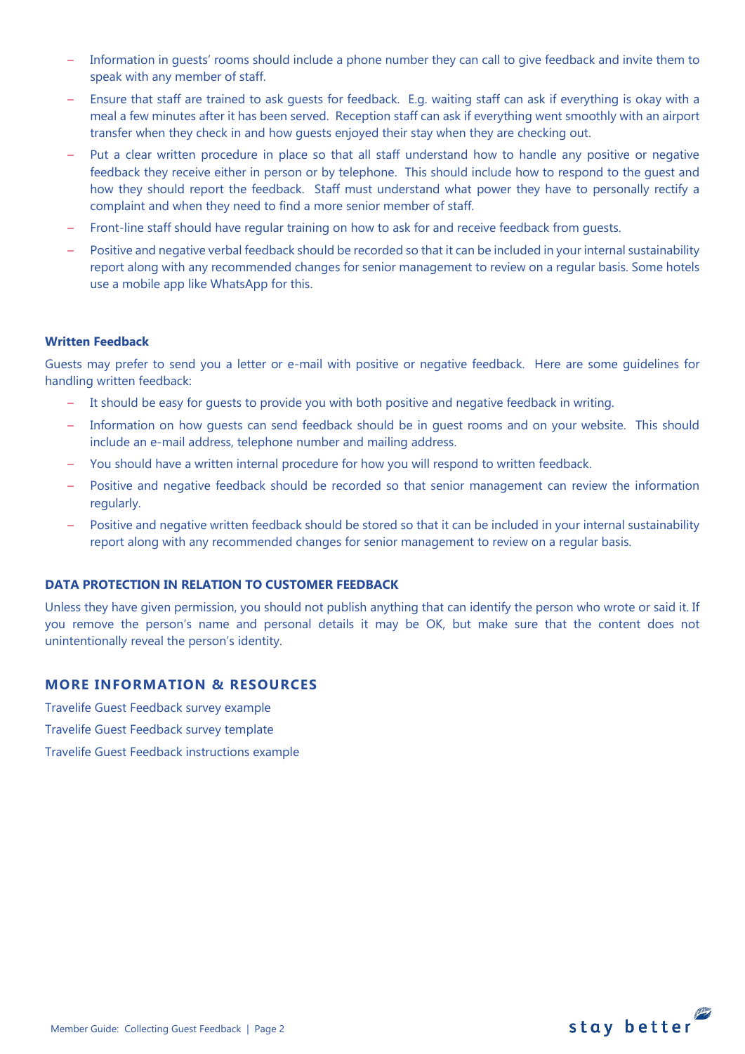- Information in guests' rooms should include a phone number they can call to give feedback and invite them to speak with any member of staff.
- Ensure that staff are trained to ask guests for feedback. E.g. waiting staff can ask if everything is okay with a meal a few minutes after it has been served. Reception staff can ask if everything went smoothly with an airport transfer when they check in and how guests enjoyed their stay when they are checking out.
- Put a clear written procedure in place so that all staff understand how to handle any positive or negative feedback they receive either in person or by telephone. This should include how to respond to the guest and how they should report the feedback. Staff must understand what power they have to personally rectify a complaint and when they need to find a more senior member of staff.
- Front-line staff should have regular training on how to ask for and receive feedback from guests.
- Positive and negative verbal feedback should be recorded so that it can be included in your internal sustainability report along with any recommended changes for senior management to review on a regular basis. Some hotels use a mobile app like WhatsApp for this.

#### Written Feedback

Guests may prefer to send you a letter or e-mail with positive or negative feedback. Here are some guidelines for handling written feedback:

- It should be easy for guests to provide you with both positive and negative feedback in writing.
- Information on how guests can send feedback should be in guest rooms and on your website. This should include an e-mail address, telephone number and mailing address.
- You should have a written internal procedure for how you will respond to written feedback.
- Positive and negative feedback should be recorded so that senior management can review the information regularly.
- Positive and negative written feedback should be stored so that it can be included in your internal sustainability report along with any recommended changes for senior management to review on a regular basis.

### DATA PROTECTION IN RELATION TO CUSTOMER FEEDBACK

Unless they have given permission, you should not publish anything that can identify the person who wrote or said it. If you remove the person's name and personal details it may be OK, but make sure that the content does not unintentionally reveal the person's identity.

## MORE INFORMATION & RESOURCES

Travelife Guest Feedback survey example

Travelife Guest Feedback survey template

Travelife Guest Feedback instructions example